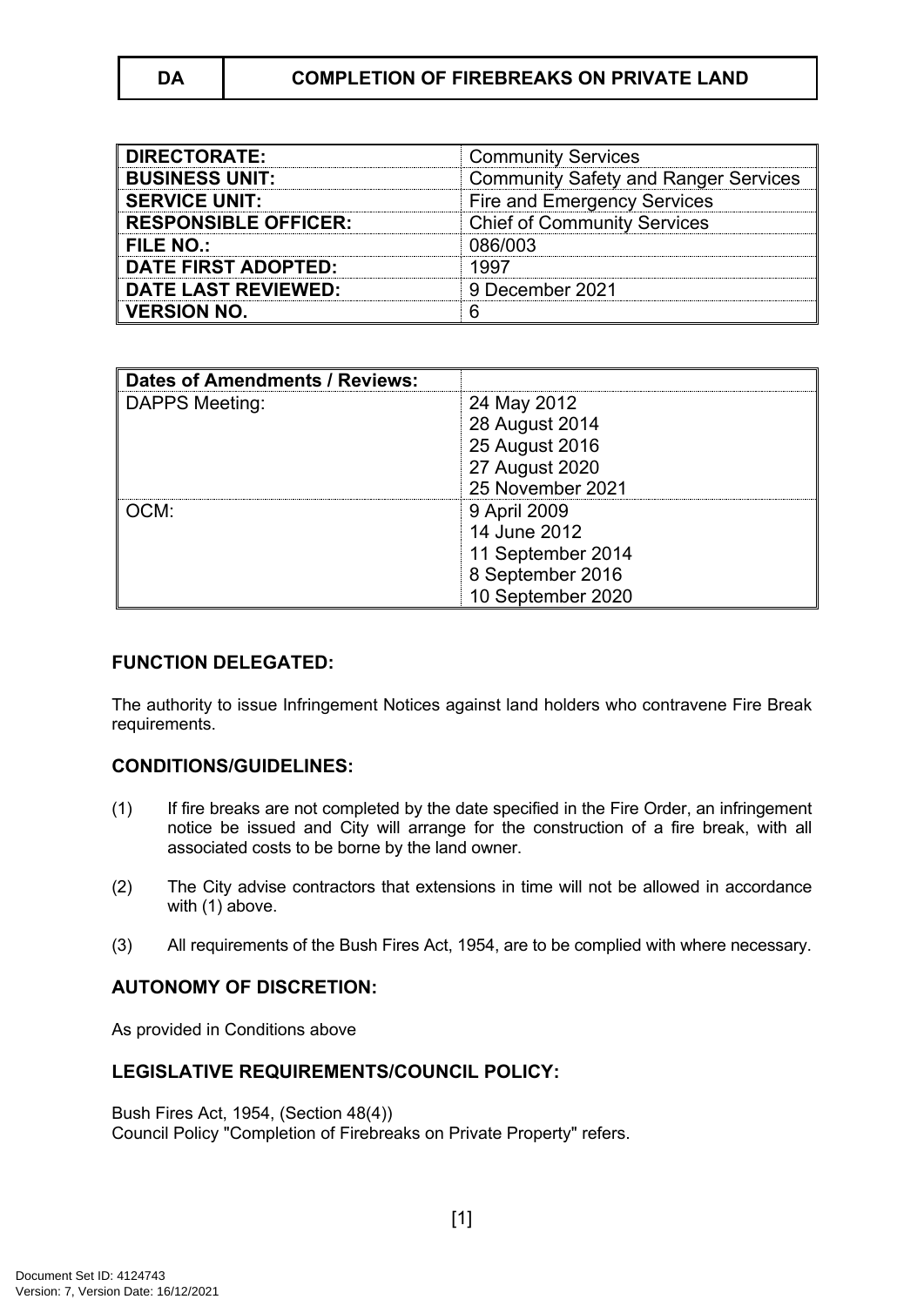| DA | COMPLETION OF FIREBREAKS ON PRIVATE LAND |
|---|---|

| | |
|---|---|
| **DIRECTORATE:** | Community Services |
| **BUSINESS UNIT:** | Community Safety and Ranger Services |
| **SERVICE UNIT:** | Fire and Emergency Services |
| **RESPONSIBLE OFFICER:** | Chief of Community Services |
| **FILE NO.:** | 086/003 |
| **DATE FIRST ADOPTED:** | 1997 |
| **DATE LAST REVIEWED:** | 9 December 2021 |
| **VERSION NO.** | 6 |

| **Dates of Amendments / Reviews:** | |
|---|---|
| DAPPS Meeting: | 24 May 2012<br>28 August 2014<br>25 August 2016<br>27 August 2020<br>25 November 2021 |
| OCM: | 9 April 2009<br>14 June 2012<br>11 September 2014<br>8 September 2016<br>10 September 2020 |

## FUNCTION DELEGATED:

The authority to issue Infringement Notices against land holders who contravene Fire Break requirements.

## CONDITIONS/GUIDELINES:

(1) If fire breaks are not completed by the date specified in the Fire Order, an infringement notice be issued and City will arrange for the construction of a fire break, with all associated costs to be borne by the land owner.

(2) The City advise contractors that extensions in time will not be allowed in accordance with (1) above.

(3) All requirements of the Bush Fires Act, 1954, are to be complied with where necessary.

## AUTONOMY OF DISCRETION:

As provided in Conditions above

## LEGISLATIVE REQUIREMENTS/COUNCIL POLICY:

Bush Fires Act, 1954, (Section 48(4))
Council Policy "Completion of Firebreaks on Private Property" refers.

Document Set ID: 4124743
Version: 7, Version Date: 16/12/2021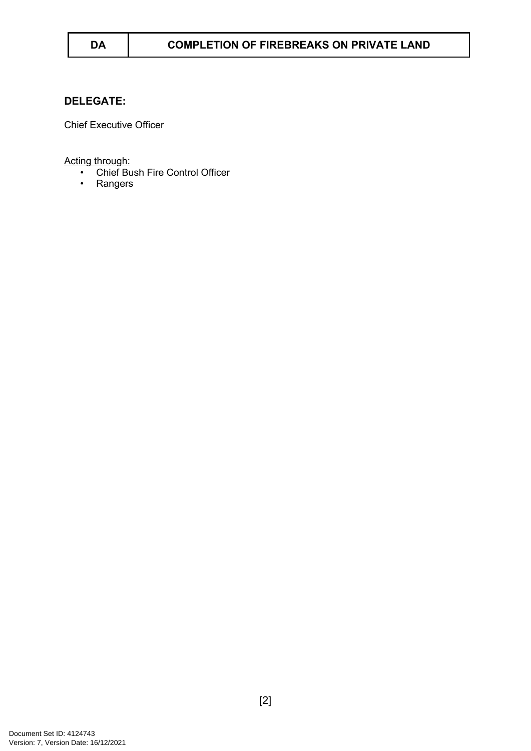| DA | COMPLETION OF FIREBREAKS ON PRIVATE LAND |
| --- | --- |

**DELEGATE:**

Chief Executive Officer

Acting through:

- Chief Bush Fire Control Officer
- Rangers

Document Set ID: 4124743
Version: 7, Version Date: 16/12/2021